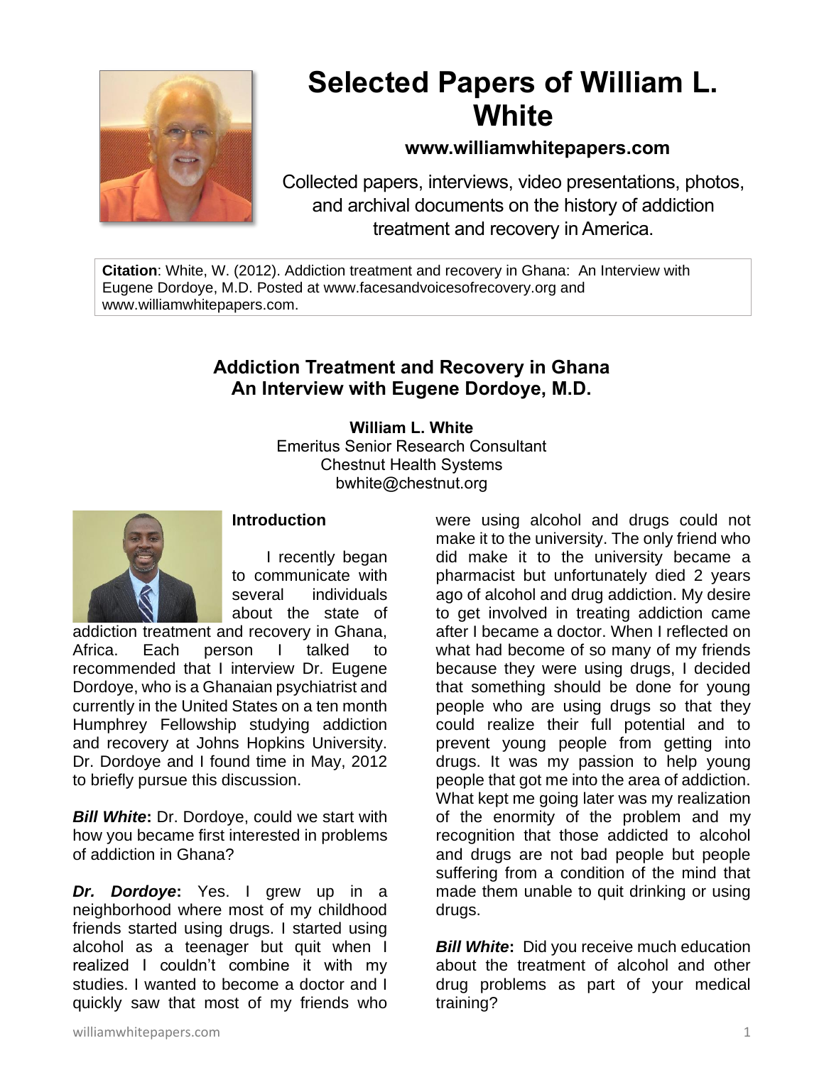# Selected Papers of William L. White

**www.williamwhitepapers.com**

Collected papers, interviews, video presentations, photos, and archival documents on the history of addiction treatment and recovery in America.

**Citation**: White, W. (2012). Addiction treatment and recovery in Ghana: An Interview with Eugene Dordoye, M.D. Posted at www.facesandvoicesofrecovery.org and www.williamwhitepapers.com.

## Addiction Treatment and Recovery in Ghana
## An Interview with Eugene Dordoye, M.D.

**William L. White**
Emeritus Senior Research Consultant
Chestnut Health Systems
bwhite@chestnut.org

### Introduction

I recently began to communicate with several individuals about the state of addiction treatment and recovery in Ghana, Africa. Each person I talked to recommended that I interview Dr. Eugene Dordoye, who is a Ghanaian psychiatrist and currently in the United States on a ten month Humphrey Fellowship studying addiction and recovery at Johns Hopkins University. Dr. Dordoye and I found time in May, 2012 to briefly pursue this discussion.

***Bill White*:** Dr. Dordoye, could we start with how you became first interested in problems of addiction in Ghana?

***Dr. Dordoye*:** Yes. I grew up in a neighborhood where most of my childhood friends started using drugs. I started using alcohol as a teenager but quit when I realized I couldn't combine it with my studies. I wanted to become a doctor and I quickly saw that most of my friends who were using alcohol and drugs could not make it to the university. The only friend who did make it to the university became a pharmacist but unfortunately died 2 years ago of alcohol and drug addiction. My desire to get involved in treating addiction came after I became a doctor. When I reflected on what had become of so many of my friends because they were using drugs, I decided that something should be done for young people who are using drugs so that they could realize their full potential and to prevent young people from getting into drugs. It was my passion to help young people that got me into the area of addiction. What kept me going later was my realization of the enormity of the problem and my recognition that those addicted to alcohol and drugs are not bad people but people suffering from a condition of the mind that made them unable to quit drinking or using drugs.

***Bill White*:** Did you receive much education about the treatment of alcohol and other drug problems as part of your medical training?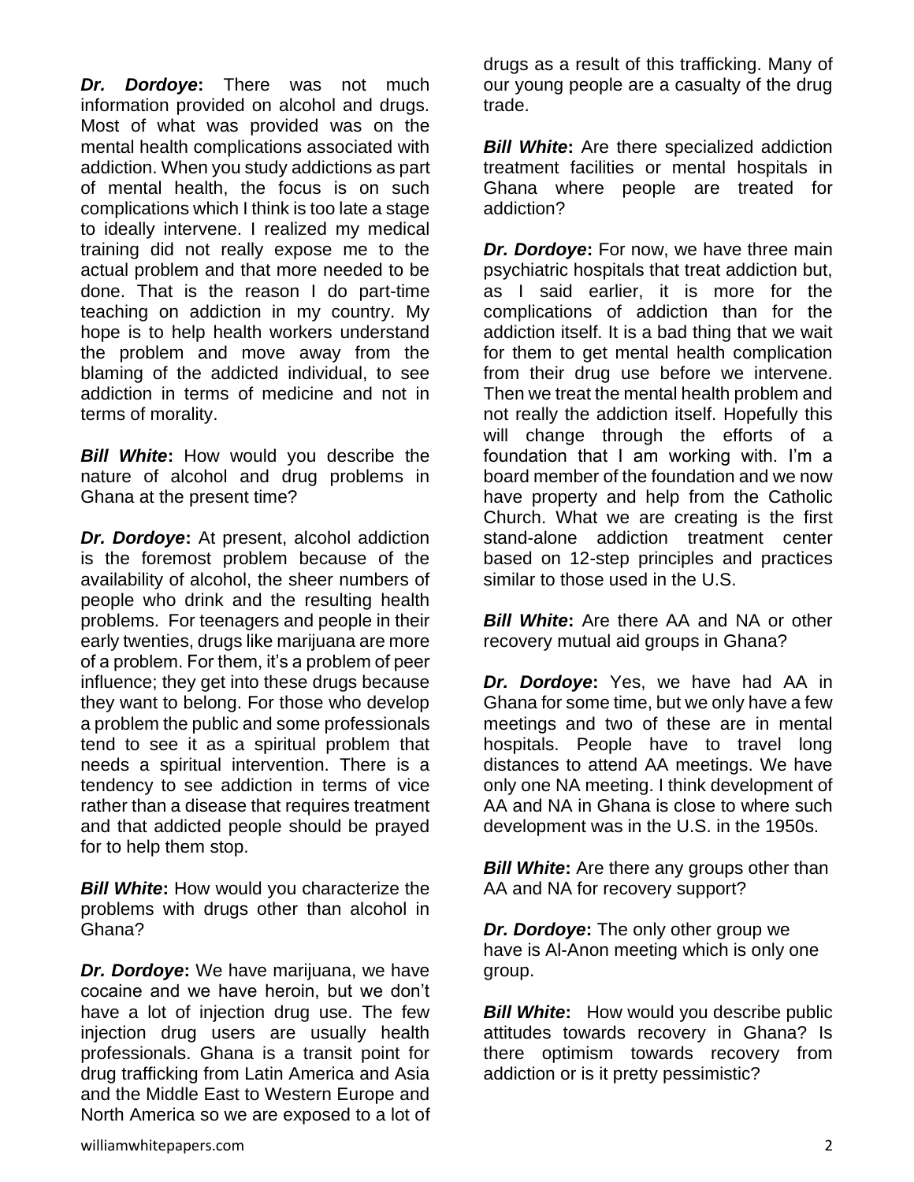***Dr. Dordoye*:** There was not much information provided on alcohol and drugs. Most of what was provided was on the mental health complications associated with addiction. When you study addictions as part of mental health, the focus is on such complications which I think is too late a stage to ideally intervene. I realized my medical training did not really expose me to the actual problem and that more needed to be done. That is the reason I do part-time teaching on addiction in my country. My hope is to help health workers understand the problem and move away from the blaming of the addicted individual, to see addiction in terms of medicine and not in terms of morality.

***Bill White*:** How would you describe the nature of alcohol and drug problems in Ghana at the present time?

***Dr. Dordoye*:** At present, alcohol addiction is the foremost problem because of the availability of alcohol, the sheer numbers of people who drink and the resulting health problems. For teenagers and people in their early twenties, drugs like marijuana are more of a problem. For them, it's a problem of peer influence; they get into these drugs because they want to belong. For those who develop a problem the public and some professionals tend to see it as a spiritual problem that needs a spiritual intervention. There is a tendency to see addiction in terms of vice rather than a disease that requires treatment and that addicted people should be prayed for to help them stop.

***Bill White*:** How would you characterize the problems with drugs other than alcohol in Ghana?

***Dr. Dordoye*:** We have marijuana, we have cocaine and we have heroin, but we don't have a lot of injection drug use. The few injection drug users are usually health professionals. Ghana is a transit point for drug trafficking from Latin America and Asia and the Middle East to Western Europe and North America so we are exposed to a lot of drugs as a result of this trafficking. Many of our young people are a casualty of the drug trade.

***Bill White*:** Are there specialized addiction treatment facilities or mental hospitals in Ghana where people are treated for addiction?

***Dr. Dordoye*:** For now, we have three main psychiatric hospitals that treat addiction but, as I said earlier, it is more for the complications of addiction than for the addiction itself. It is a bad thing that we wait for them to get mental health complication from their drug use before we intervene. Then we treat the mental health problem and not really the addiction itself. Hopefully this will change through the efforts of a foundation that I am working with. I'm a board member of the foundation and we now have property and help from the Catholic Church. What we are creating is the first stand-alone addiction treatment center based on 12-step principles and practices similar to those used in the U.S.

***Bill White*:** Are there AA and NA or other recovery mutual aid groups in Ghana?

***Dr. Dordoye*:** Yes, we have had AA in Ghana for some time, but we only have a few meetings and two of these are in mental hospitals. People have to travel long distances to attend AA meetings. We have only one NA meeting. I think development of AA and NA in Ghana is close to where such development was in the U.S. in the 1950s.

***Bill White*:** Are there any groups other than AA and NA for recovery support?

***Dr. Dordoye*:** The only other group we have is Al-Anon meeting which is only one group.

***Bill White*:** How would you describe public attitudes towards recovery in Ghana? Is there optimism towards recovery from addiction or is it pretty pessimistic?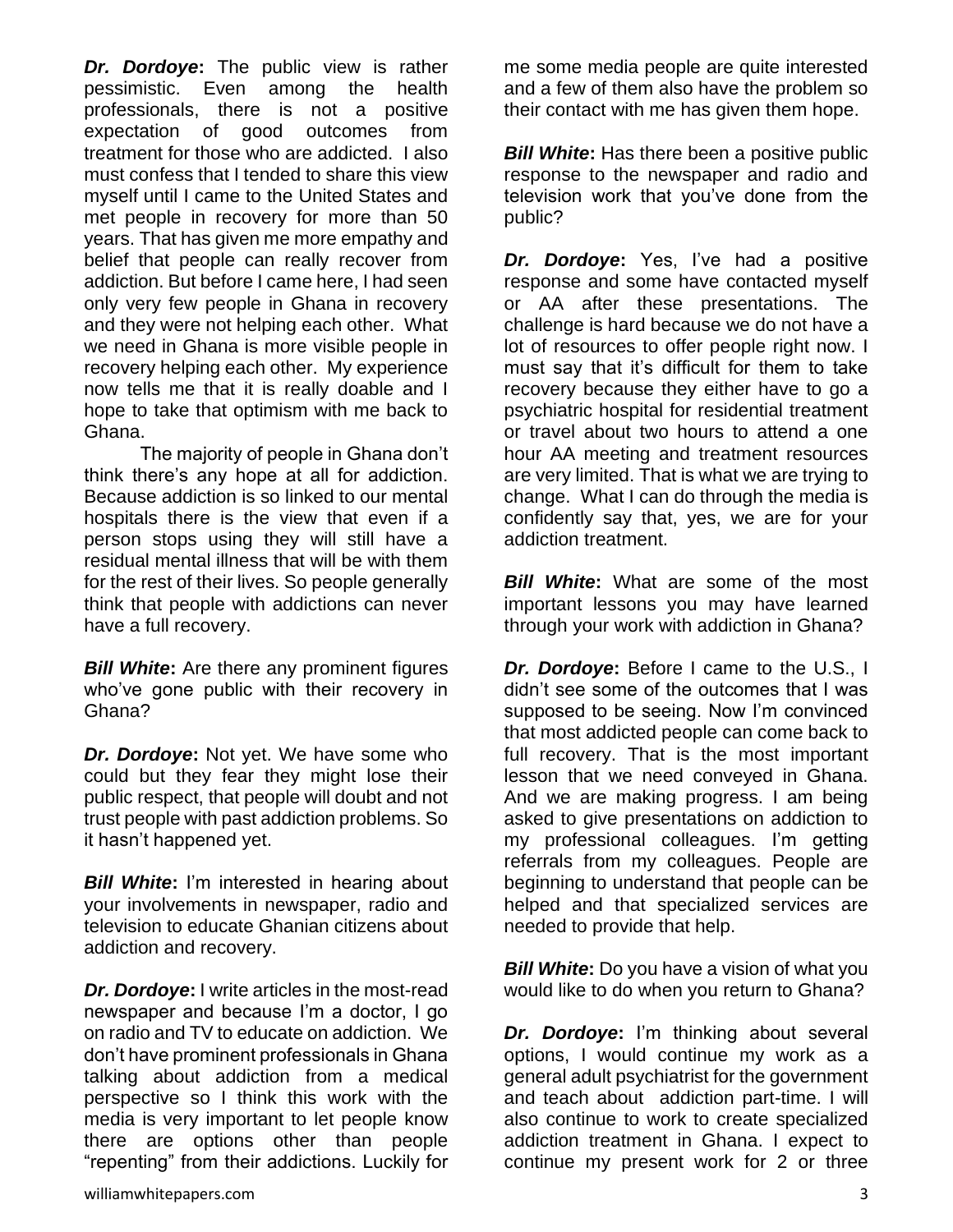***Dr. Dordoye*:** The public view is rather pessimistic. Even among the health professionals, there is not a positive expectation of good outcomes from treatment for those who are addicted. I also must confess that I tended to share this view myself until I came to the United States and met people in recovery for more than 50 years. That has given me more empathy and belief that people can really recover from addiction. But before I came here, I had seen only very few people in Ghana in recovery and they were not helping each other. What we need in Ghana is more visible people in recovery helping each other. My experience now tells me that it is really doable and I hope to take that optimism with me back to Ghana.

The majority of people in Ghana don't think there's any hope at all for addiction. Because addiction is so linked to our mental hospitals there is the view that even if a person stops using they will still have a residual mental illness that will be with them for the rest of their lives. So people generally think that people with addictions can never have a full recovery.

***Bill White*:** Are there any prominent figures who've gone public with their recovery in Ghana?

***Dr. Dordoye*:** Not yet. We have some who could but they fear they might lose their public respect, that people will doubt and not trust people with past addiction problems. So it hasn't happened yet.

***Bill White*:** I'm interested in hearing about your involvements in newspaper, radio and television to educate Ghanian citizens about addiction and recovery.

***Dr. Dordoye*:** I write articles in the most-read newspaper and because I'm a doctor, I go on radio and TV to educate on addiction. We don't have prominent professionals in Ghana talking about addiction from a medical perspective so I think this work with the media is very important to let people know there are options other than people "repenting" from their addictions. Luckily for me some media people are quite interested and a few of them also have the problem so their contact with me has given them hope.

***Bill White*:** Has there been a positive public response to the newspaper and radio and television work that you've done from the public?

***Dr. Dordoye*:** Yes, I've had a positive response and some have contacted myself or AA after these presentations. The challenge is hard because we do not have a lot of resources to offer people right now. I must say that it's difficult for them to take recovery because they either have to go a psychiatric hospital for residential treatment or travel about two hours to attend a one hour AA meeting and treatment resources are very limited. That is what we are trying to change. What I can do through the media is confidently say that, yes, we are for your addiction treatment.

***Bill White*:** What are some of the most important lessons you may have learned through your work with addiction in Ghana?

***Dr. Dordoye*:** Before I came to the U.S., I didn't see some of the outcomes that I was supposed to be seeing. Now I'm convinced that most addicted people can come back to full recovery. That is the most important lesson that we need conveyed in Ghana. And we are making progress. I am being asked to give presentations on addiction to my professional colleagues. I'm getting referrals from my colleagues. People are beginning to understand that people can be helped and that specialized services are needed to provide that help.

***Bill White*:** Do you have a vision of what you would like to do when you return to Ghana?

***Dr. Dordoye*:** I'm thinking about several options, I would continue my work as a general adult psychiatrist for the government and teach about addiction part-time. I will also continue to work to create specialized addiction treatment in Ghana. I expect to continue my present work for 2 or three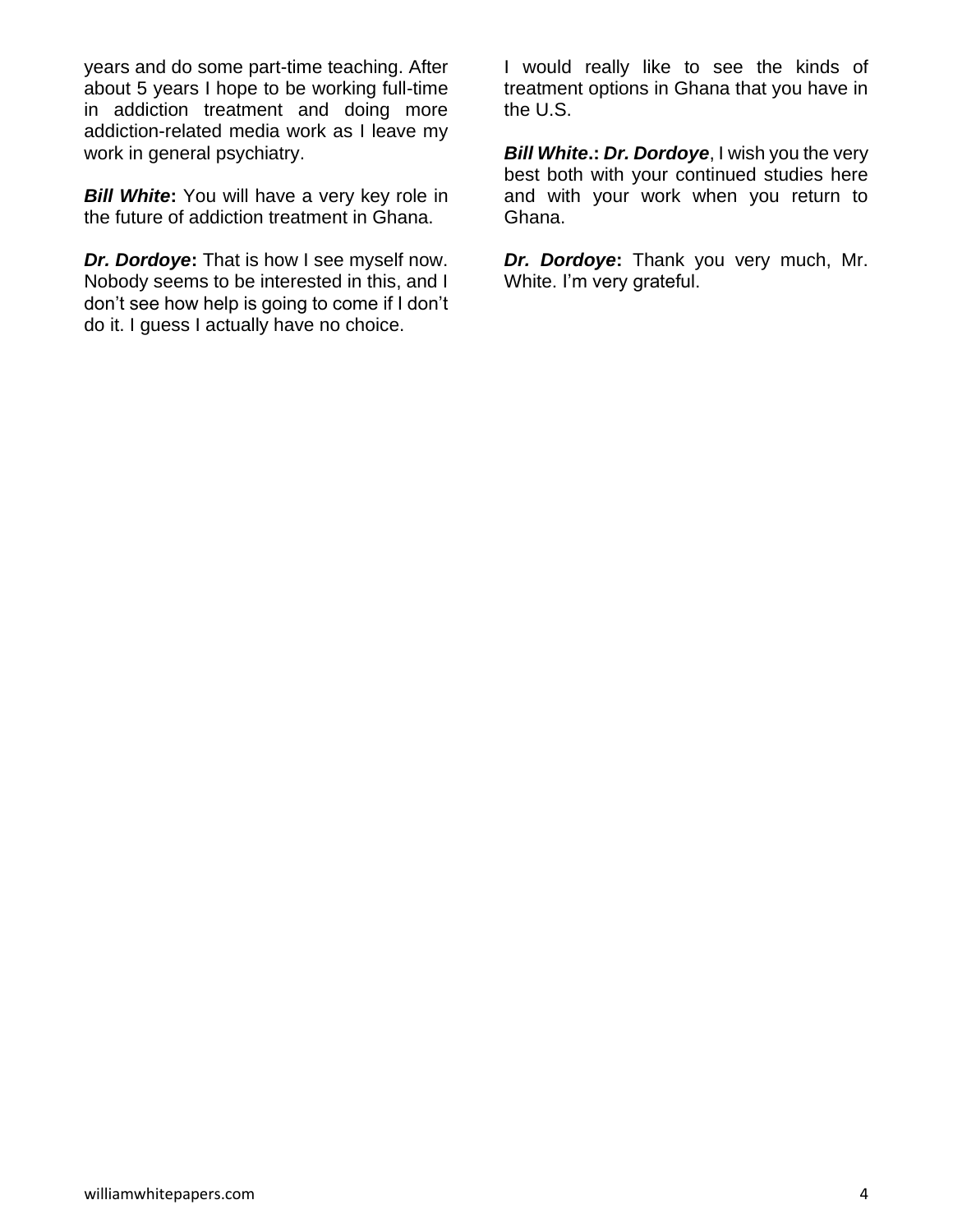years and do some part-time teaching. After about 5 years I hope to be working full-time in addiction treatment and doing more addiction-related media work as I leave my work in general psychiatry.

***Bill White*:** You will have a very key role in the future of addiction treatment in Ghana.

***Dr. Dordoye*:** That is how I see myself now. Nobody seems to be interested in this, and I don't see how help is going to come if I don't do it. I guess I actually have no choice. I would really like to see the kinds of treatment options in Ghana that you have in the U.S.

***Bill White*.:** ***Dr. Dordoye***, I wish you the very best both with your continued studies here and with your work when you return to Ghana.

***Dr. Dordoye*:** Thank you very much, Mr. White. I'm very grateful.